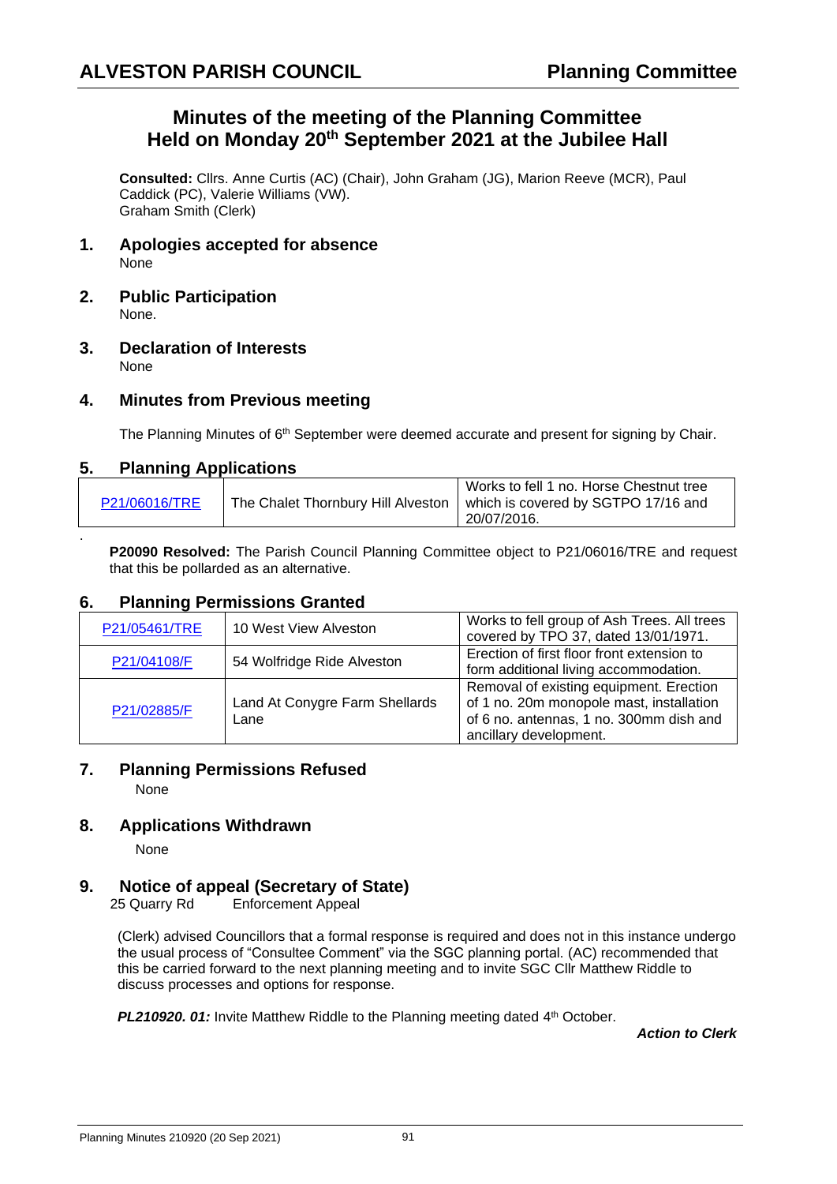# Minutes of the meeting of the Planning Committee Held on Monday 20th September 2021 at the Jubilee Hall

**Consulted:** Cllrs. Anne Curtis (AC) (Chair), John Graham (JG), Marion Reeve (MCR), Paul Caddick (PC), Valerie Williams (VW).
Graham Smith (Clerk)

## 1. Apologies accepted for absence

None

## 2. Public Participation

None.

## 3. Declaration of Interests

None

## 4. Minutes from Previous meeting

The Planning Minutes of 6th September were deemed accurate and present for signing by Chair.

## 5. Planning Applications

| | | |
|---|---|---|
| P21/06016/TRE | The Chalet Thornbury Hill Alveston | Works to fell 1 no. Horse Chestnut tree which is covered by SGTPO 17/16 and 20/07/2016. |

**P20090 Resolved:** The Parish Council Planning Committee object to P21/06016/TRE and request that this be pollarded as an alternative.

## 6. Planning Permissions Granted

| | | |
|---|---|---|
| P21/05461/TRE | 10 West View Alveston | Works to fell group of Ash Trees. All trees covered by TPO 37, dated 13/01/1971. |
| P21/04108/F | 54 Wolfridge Ride Alveston | Erection of first floor front extension to form additional living accommodation. |
| P21/02885/F | Land At Conygre Farm Shellards Lane | Removal of existing equipment. Erection of 1 no. 20m monopole mast, installation of 6 no. antennas, 1 no. 300mm dish and ancillary development. |

## 7. Planning Permissions Refused

None

## 8. Applications Withdrawn

None

## 9. Notice of appeal (Secretary of State)

25 Quarry Rd Enforcement Appeal

(Clerk) advised Councillors that a formal response is required and does not in this instance undergo the usual process of "Consultee Comment" via the SGC planning portal. (AC) recommended that this be carried forward to the next planning meeting and to invite SGC Cllr Matthew Riddle to discuss processes and options for response.

***PL210920. 01:*** Invite Matthew Riddle to the Planning meeting dated 4th October.

***Action to Clerk***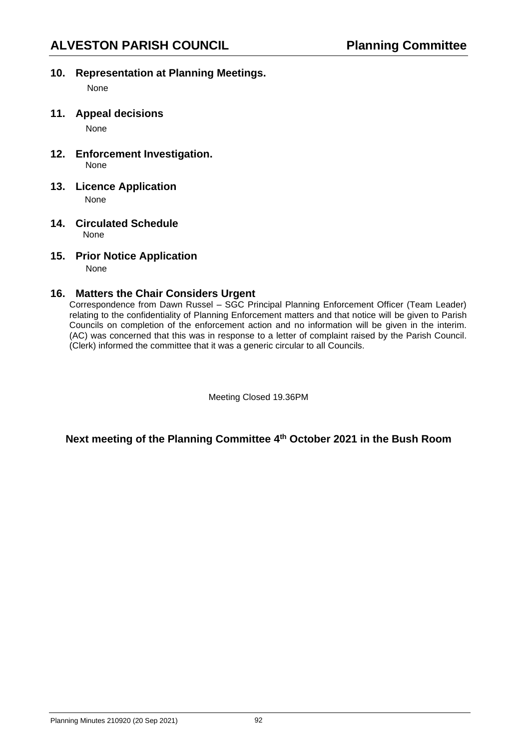## 10. Representation at Planning Meetings.

None

## 11. Appeal decisions

None

## 12. Enforcement Investigation.

None

## 13. Licence Application

None

## 14. Circulated Schedule

None

## 15. Prior Notice Application

None

## 16. Matters the Chair Considers Urgent

Correspondence from Dawn Russel – SGC Principal Planning Enforcement Officer (Team Leader) relating to the confidentiality of Planning Enforcement matters and that notice will be given to Parish Councils on completion of the enforcement action and no information will be given in the interim. (AC) was concerned that this was in response to a letter of complaint raised by the Parish Council. (Clerk) informed the committee that it was a generic circular to all Councils.

Meeting Closed 19.36PM

**Next meeting of the Planning Committee 4th October 2021 in the Bush Room**